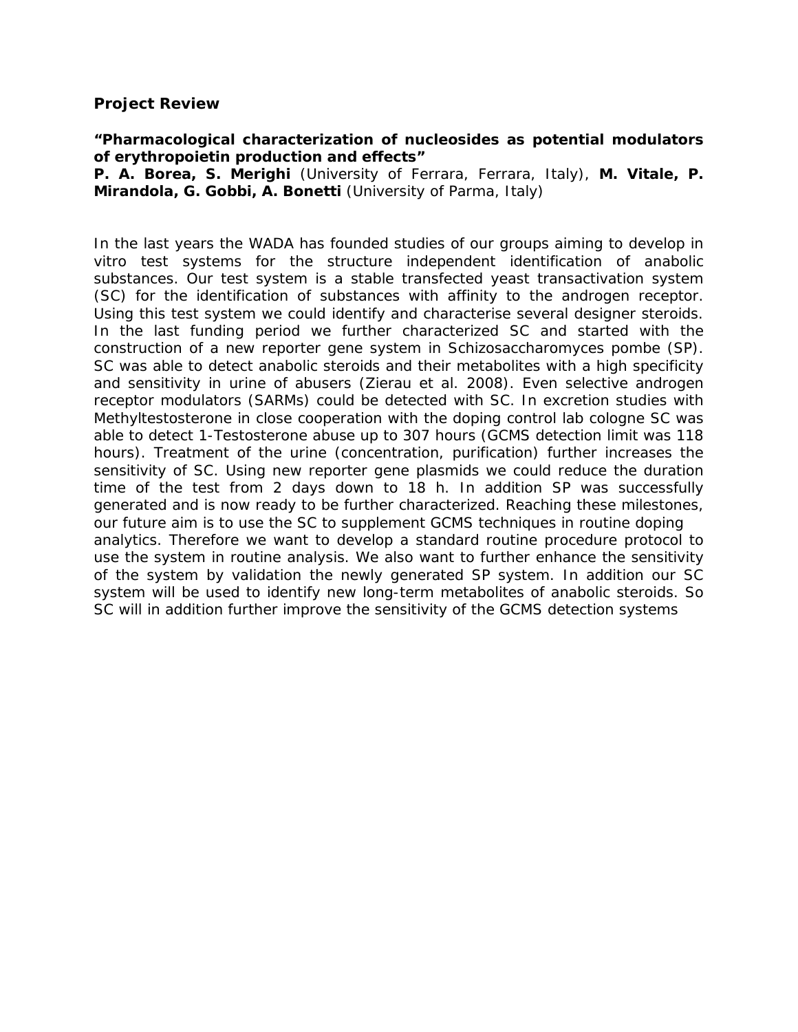**Project Review**

**"Pharmacological characterization of nucleosides as potential modulators of erythropoietin production and effects"**

**P. A. Borea, S. Merighi** (University of Ferrara, Ferrara, Italy), **M. Vitale, P. Mirandola, G. Gobbi, A. Bonetti** (University of Parma, Italy)

In the last years the WADA has founded studies of our groups aiming to develop in vitro test systems for the structure independent identification of anabolic substances. Our test system is a stable transfected yeast transactivation system (SC) for the identification of substances with affinity to the androgen receptor. Using this test system we could identify and characterise several designer steroids. In the last funding period we further characterized SC and started with the construction of a new reporter gene system in Schizosaccharomyces pombe (SP). SC was able to detect anabolic steroids and their metabolites with a high specificity and sensitivity in urine of abusers (Zierau et al. 2008). Even selective androgen receptor modulators (SARMs) could be detected with SC. In excretion studies with Methyltestosterone in close cooperation with the doping control lab cologne SC was able to detect 1-Testosterone abuse up to 307 hours (GCMS detection limit was 118 hours). Treatment of the urine (concentration, purification) further increases the sensitivity of SC. Using new reporter gene plasmids we could reduce the duration time of the test from 2 days down to 18 h. In addition SP was successfully generated and is now ready to be further characterized. Reaching these milestones, our future aim is to use the SC to supplement GCMS techniques in routine doping analytics. Therefore we want to develop a standard routine procedure protocol to use the system in routine analysis. We also want to further enhance the sensitivity of the system by validation the newly generated SP system. In addition our SC system will be used to identify new long-term metabolites of anabolic steroids. So SC will in addition further improve the sensitivity of the GCMS detection systems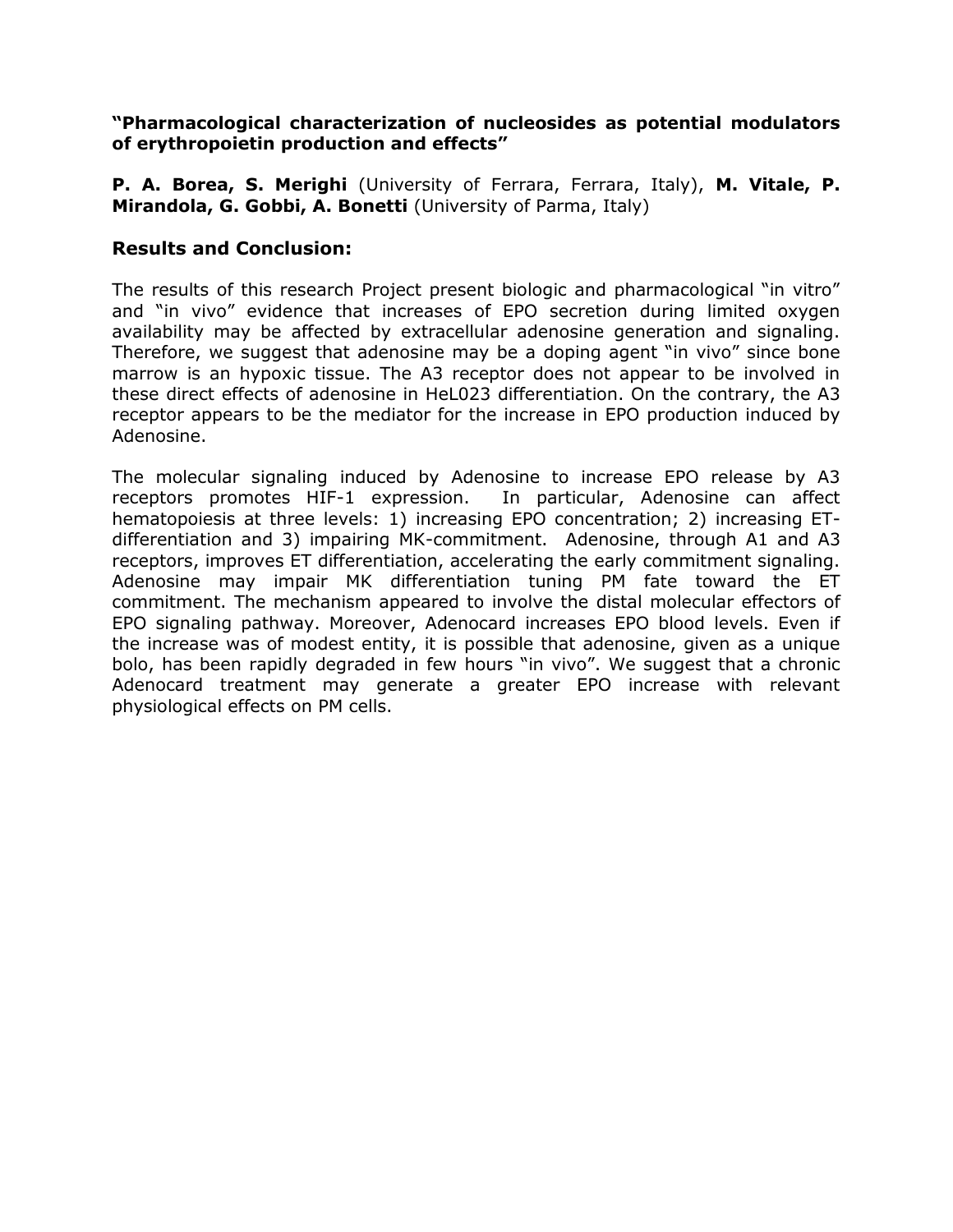**"Pharmacological characterization of nucleosides as potential modulators of erythropoietin production and effects"**

**P. A. Borea, S. Merighi** (University of Ferrara, Ferrara, Italy), **M. Vitale, P. Mirandola, G. Gobbi, A. Bonetti** (University of Parma, Italy)

## Results and Conclusion:

The results of this research Project present biologic and pharmacological "in vitro" and "in vivo" evidence that increases of EPO secretion during limited oxygen availability may be affected by extracellular adenosine generation and signaling. Therefore, we suggest that adenosine may be a doping agent "in vivo" since bone marrow is an hypoxic tissue. The A3 receptor does not appear to be involved in these direct effects of adenosine in HeL023 differentiation. On the contrary, the A3 receptor appears to be the mediator for the increase in EPO production induced by Adenosine.

The molecular signaling induced by Adenosine to increase EPO release by A3 receptors promotes HIF-1 expression. In particular, Adenosine can affect hematopoiesis at three levels: 1) increasing EPO concentration; 2) increasing ET-differentiation and 3) impairing MK-commitment. Adenosine, through A1 and A3 receptors, improves ET differentiation, accelerating the early commitment signaling. Adenosine may impair MK differentiation tuning PM fate toward the ET commitment. The mechanism appeared to involve the distal molecular effectors of EPO signaling pathway. Moreover, Adenocard increases EPO blood levels. Even if the increase was of modest entity, it is possible that adenosine, given as a unique bolo, has been rapidly degraded in few hours "in vivo". We suggest that a chronic Adenocard treatment may generate a greater EPO increase with relevant physiological effects on PM cells.